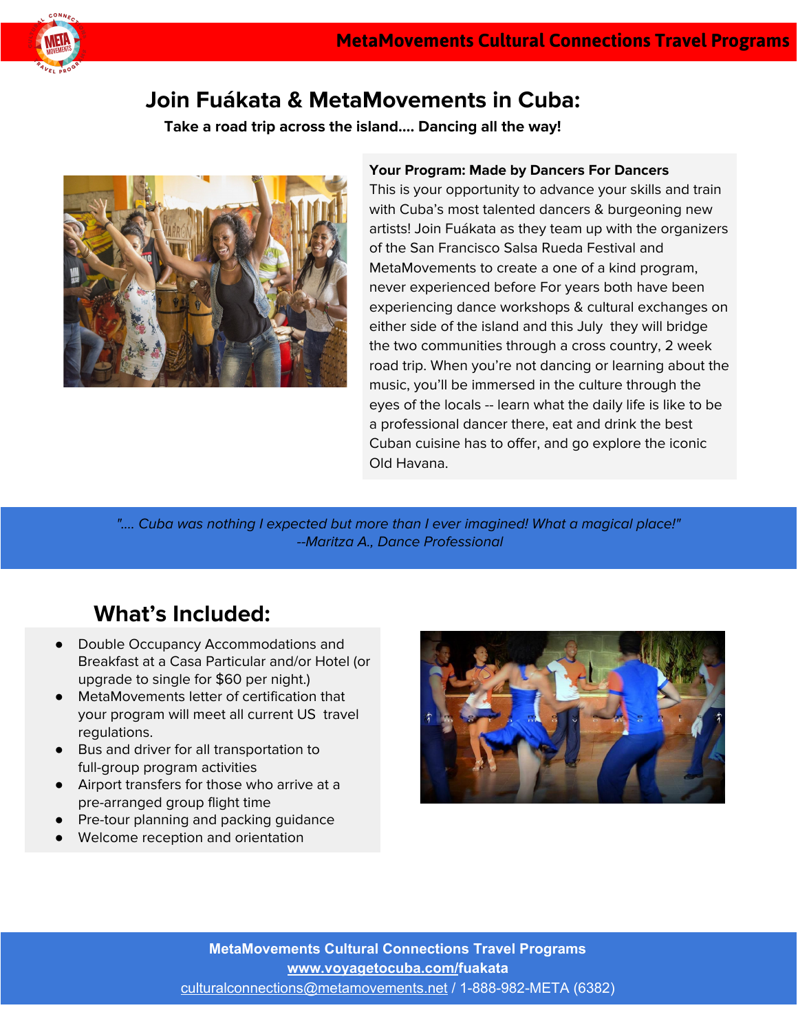MetaMovements Cultural Connections Travel Programs

# Join Fuákata & MetaMovements in Cuba:

**Take a road trip across the island…. Dancing all the way!**

**Your Program: Made by Dancers For Dancers**

This is your opportunity to advance your skills and train with Cuba's most talented dancers & burgeoning new artists! Join Fuákata as they team up with the organizers of the San Francisco Salsa Rueda Festival and MetaMovements to create a one of a kind program, never experienced before For years both have been experiencing dance workshops & cultural exchanges on either side of the island and this July they will bridge the two communities through a cross country, 2 week road trip. When you're not dancing or learning about the music, you'll be immersed in the culture through the eyes of the locals -- learn what the daily life is like to be a professional dancer there, eat and drink the best Cuban cuisine has to offer, and go explore the iconic Old Havana.

*"…. Cuba was nothing I expected but more than I ever imagined! What a magical place!"*
*--Maritza A., Dance Professional*

## What's Included:

- Double Occupancy Accommodations and Breakfast at a Casa Particular and/or Hotel (or upgrade to single for $60 per night.)
- MetaMovements letter of certification that your program will meet all current US travel regulations.
- Bus and driver for all transportation to full-group program activities
- Airport transfers for those who arrive at a pre-arranged group flight time
- Pre-tour planning and packing guidance
- Welcome reception and orientation

**MetaMovements Cultural Connections Travel Programs**
**www.voyagetocuba.com/fuakata**
culturalconnections@metamovements.net / 1-888-982-META (6382)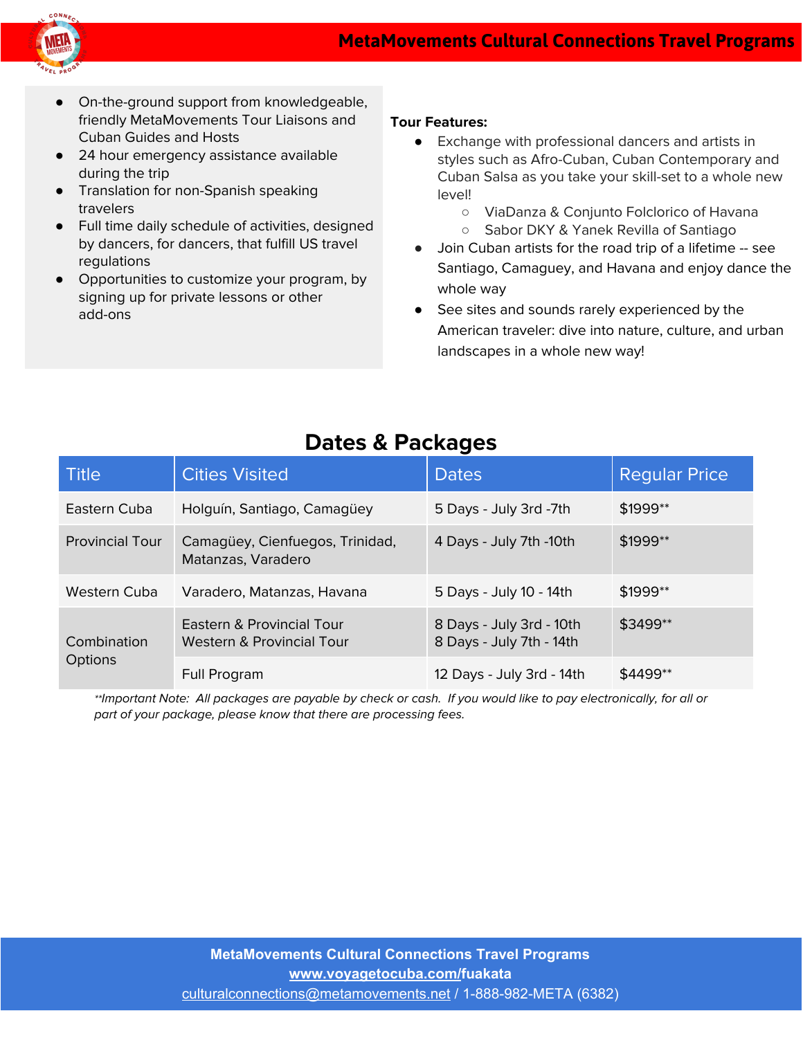- On-the-ground support from knowledgeable, friendly MetaMovements Tour Liaisons and Cuban Guides and Hosts
- 24 hour emergency assistance available during the trip
- Translation for non-Spanish speaking travelers
- Full time daily schedule of activities, designed by dancers, for dancers, that fulfill US travel regulations
- Opportunities to customize your program, by signing up for private lessons or other add-ons

**Tour Features:**

- Exchange with professional dancers and artists in styles such as Afro-Cuban, Cuban Contemporary and Cuban Salsa as you take your skill-set to a whole new level!
  - ViaDanza & Conjunto Folclorico of Havana
  - Sabor DKY & Yanek Revilla of Santiago
- Join Cuban artists for the road trip of a lifetime -- see Santiago, Camaguey, and Havana and enjoy dance the whole way
- See sites and sounds rarely experienced by the American traveler: dive into nature, culture, and urban landscapes in a whole new way!

## Dates & Packages

| Title | Cities Visited | Dates | Regular Price |
|---|---|---|---|
| Eastern Cuba | Holguín, Santiago, Camagüey | 5 Days - July 3rd -7th | $1999** |
| Provincial Tour | Camagüey, Cienfuegos, Trinidad, Matanzas, Varadero | 4 Days - July 7th -10th | $1999** |
| Western Cuba | Varadero, Matanzas, Havana | 5 Days - July 10 - 14th | $1999** |
| Combination Options | Eastern & Provincial Tour<br>Western & Provincial Tour | 8 Days - July 3rd - 10th<br>8 Days - July 7th - 14th | $3499** |
| | Full Program | 12 Days - July 3rd - 14th | $4499** |

*\*\*Important Note: All packages are payable by check or cash. If you would like to pay electronically, for all or part of your package, please know that there are processing fees.*

**MetaMovements Cultural Connections Travel Programs**
**www.voyagetocuba.com/fuakata**
culturalconnections@metamovements.net / 1-888-982-META (6382)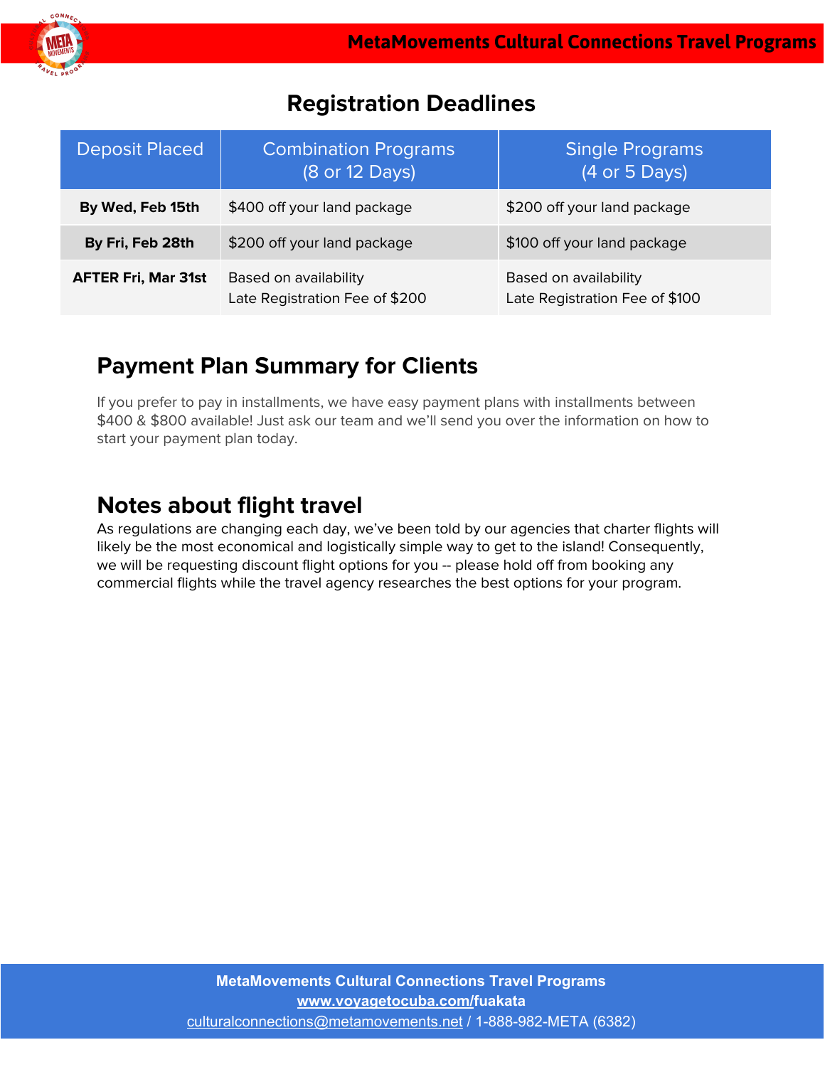# Registration Deadlines

| Deposit Placed | Combination Programs (8 or 12 Days) | Single Programs (4 or 5 Days) |
|---|---|---|
| **By Wed, Feb 15th** | $400 off your land package | $200 off your land package |
| **By Fri, Feb 28th** | $200 off your land package | $100 off your land package |
| **AFTER Fri, Mar 31st** | Based on availability<br>Late Registration Fee of $200 | Based on availability<br>Late Registration Fee of $100 |

## Payment Plan Summary for Clients

If you prefer to pay in installments, we have easy payment plans with installments between $400 & $800 available! Just ask our team and we'll send you over the information on how to start your payment plan today.

## Notes about flight travel

As regulations are changing each day, we've been told by our agencies that charter flights will likely be the most economical and logistically simple way to get to the island! Consequently, we will be requesting discount flight options for you -- please hold off from booking any commercial flights while the travel agency researches the best options for your program.